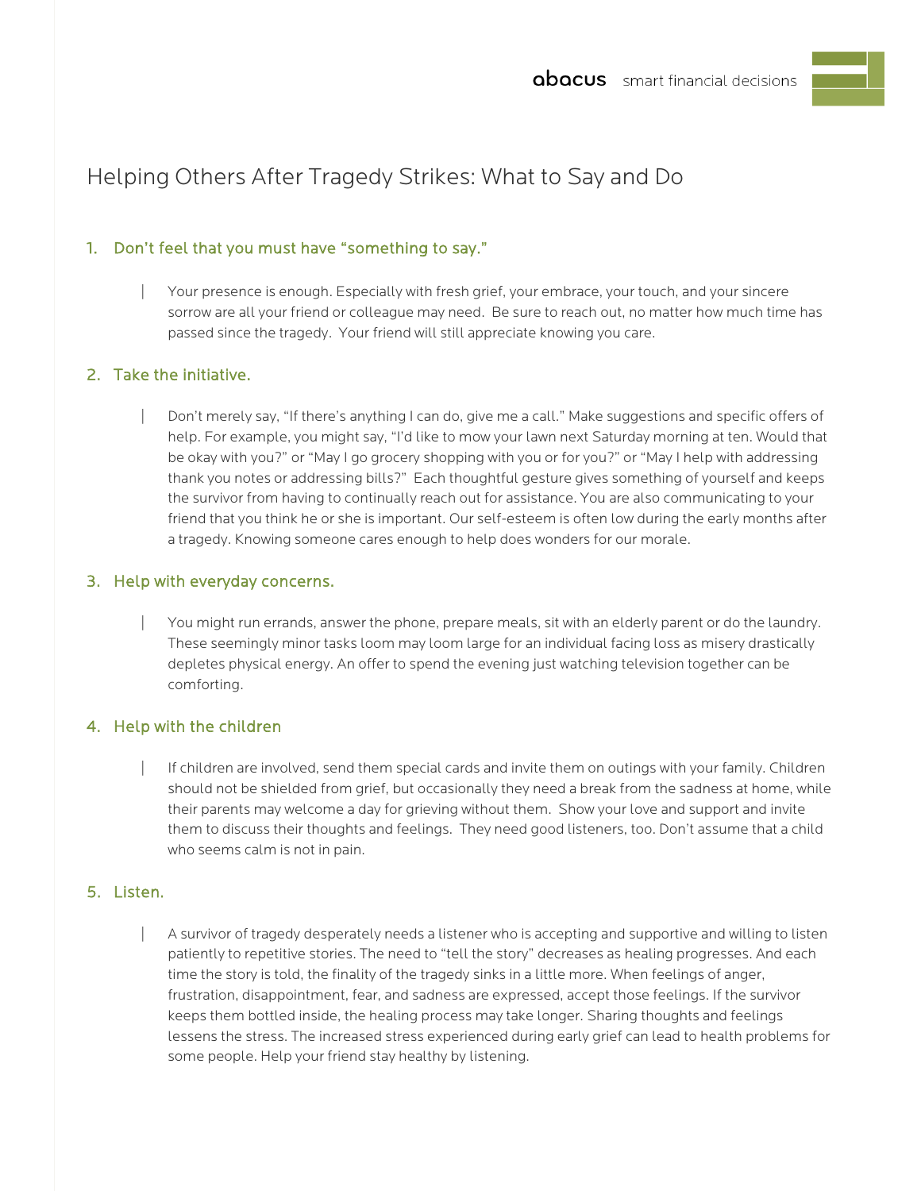# Helping Others After Tragedy Strikes: What to Say and Do

## 1. Don't feel that you must have "something to say."

Your presence is enough. Especially with fresh grief, your embrace, your touch, and your sincere sorrow are all your friend or colleague may need. Be sure to reach out, no matter how much time has passed since the tragedy. Your friend will still appreciate knowing you care.

## 2. Take the initiative.

Don't merely say, "If there's anything I can do, give me a call." Make suggestions and specific offers of help. For example, you might say, "I'd like to mow your lawn next Saturday morning at ten. Would that be okay with you?" or "May I go grocery shopping with you or for you?" or "May I help with addressing thank you notes or addressing bills?" Each thoughtful gesture gives something of yourself and keeps the survivor from having to continually reach out for assistance. You are also communicating to your friend that you think he or she is important. Our self-esteem is often low during the early months after a tragedy. Knowing someone cares enough to help does wonders for our morale.

## 3. Help with everyday concerns.

You might run errands, answer the phone, prepare meals, sit with an elderly parent or do the laundry. These seemingly minor tasks loom may loom large for an individual facing loss as misery drastically depletes physical energy. An offer to spend the evening just watching television together can be comforting.

## 4. Help with the children

If children are involved, send them special cards and invite them on outings with your family. Children should not be shielded from grief, but occasionally they need a break from the sadness at home, while their parents may welcome a day for grieving without them. Show your love and support and invite them to discuss their thoughts and feelings. They need good listeners, too. Don't assume that a child who seems calm is not in pain.

## 5. Listen.

A survivor of tragedy desperately needs a listener who is accepting and supportive and willing to listen patiently to repetitive stories. The need to "tell the story" decreases as healing progresses. And each time the story is told, the finality of the tragedy sinks in a little more. When feelings of anger, frustration, disappointment, fear, and sadness are expressed, accept those feelings. If the survivor keeps them bottled inside, the healing process may take longer. Sharing thoughts and feelings lessens the stress. The increased stress experienced during early grief can lead to health problems for some people. Help your friend stay healthy by listening.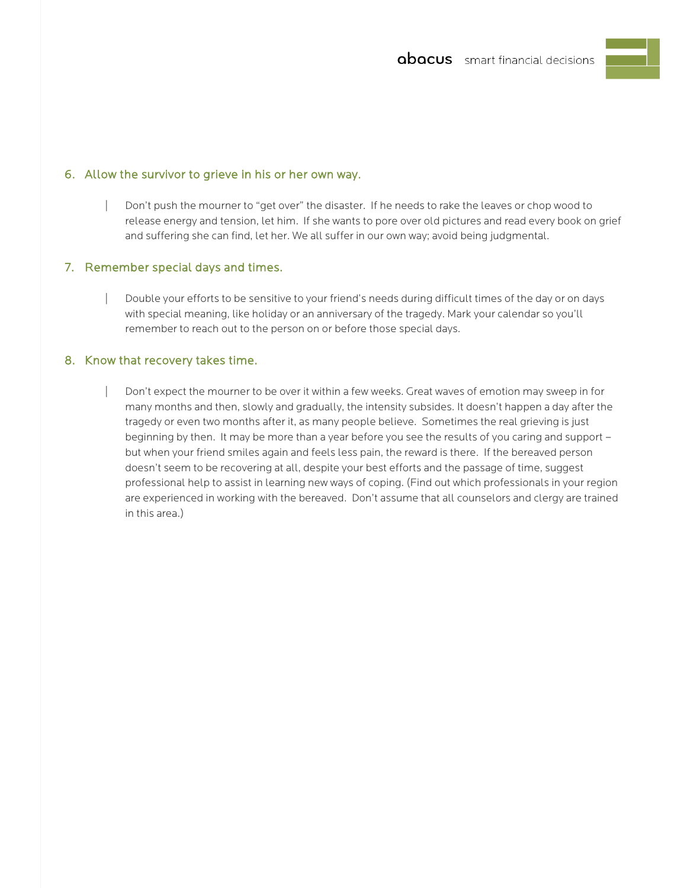6. Allow the survivor to grieve in his or her own way.

   Don't push the mourner to "get over" the disaster. If he needs to rake the leaves or chop wood to release energy and tension, let him. If she wants to pore over old pictures and read every book on grief and suffering she can find, let her. We all suffer in our own way; avoid being judgmental.

7. Remember special days and times.

   Double your efforts to be sensitive to your friend's needs during difficult times of the day or on days with special meaning, like holiday or an anniversary of the tragedy. Mark your calendar so you'll remember to reach out to the person on or before those special days.

8. Know that recovery takes time.

   Don't expect the mourner to be over it within a few weeks. Great waves of emotion may sweep in for many months and then, slowly and gradually, the intensity subsides. It doesn't happen a day after the tragedy or even two months after it, as many people believe. Sometimes the real grieving is just beginning by then. It may be more than a year before you see the results of you caring and support – but when your friend smiles again and feels less pain, the reward is there. If the bereaved person doesn't seem to be recovering at all, despite your best efforts and the passage of time, suggest professional help to assist in learning new ways of coping. (Find out which professionals in your region are experienced in working with the bereaved. Don't assume that all counselors and clergy are trained in this area.)